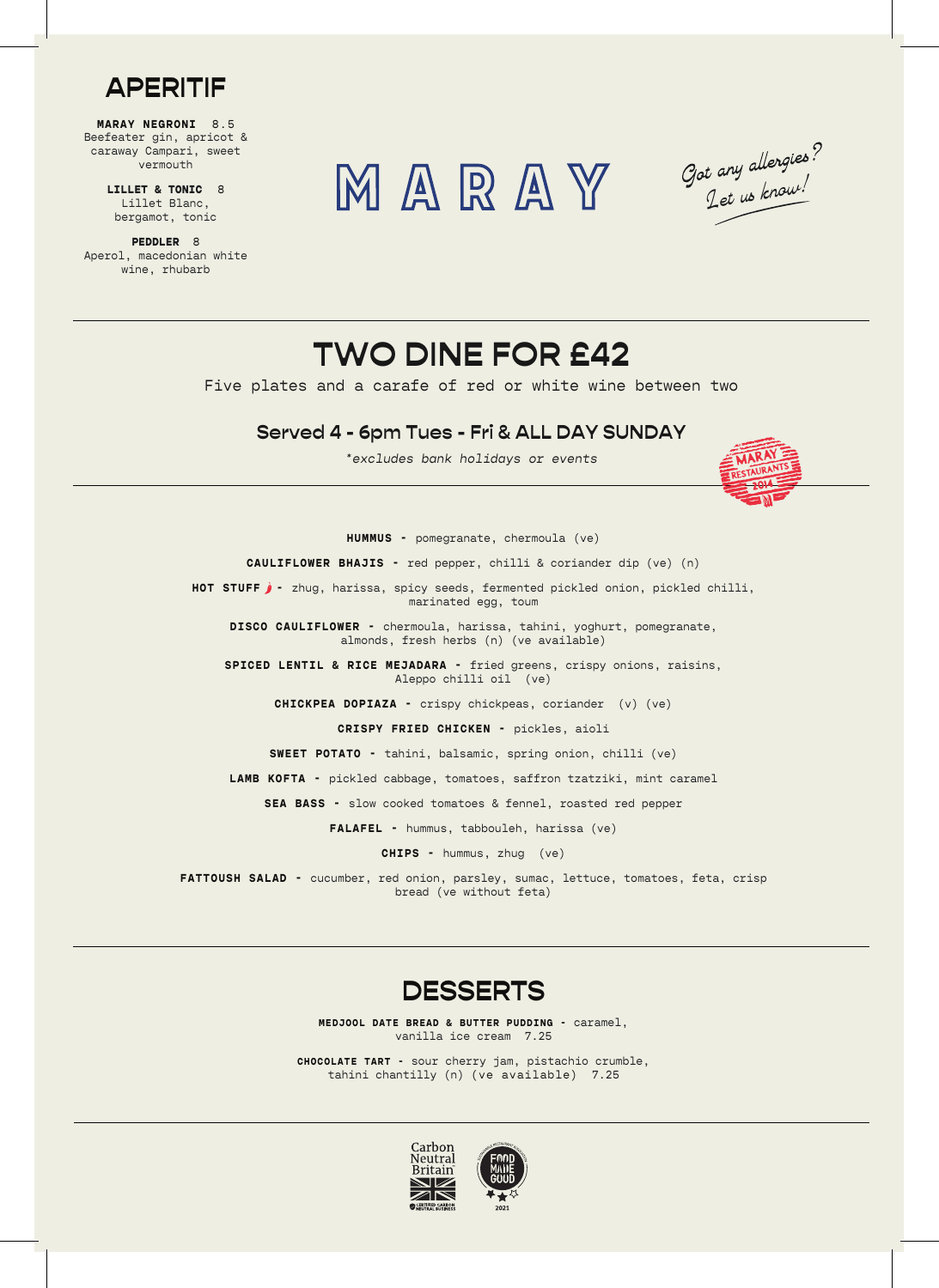## APERITIF

**MARAY NEGRONI** 8.5
Beefeater gin, apricot & caraway Campari, sweet vermouth

**LILLET & TONIC** 8
Lillet Blanc, bergamot, tonic

**PEDDLER** 8
Aperol, macedonian white wine, rhubarb

# MARAY

*Got any allergies? Let us know!*

## TWO DINE FOR £42

Five plates and a carafe of red or white wine between two

### Served 4 - 6pm Tues - Fri & ALL DAY SUNDAY

*\*excludes bank holidays or events*

MARAY RESTAURANTS 2014

**HUMMUS** - pomegranate, chermoula (ve)

**CAULIFLOWER BHAJIS** - red pepper, chilli & coriander dip (ve) (n)

**HOT STUFF** - zhug, harissa, spicy seeds, fermented pickled onion, pickled chilli, marinated egg, toum

**DISCO CAULIFLOWER** - chermoula, harissa, tahini, yoghurt, pomegranate, almonds, fresh herbs (n) (ve available)

**SPICED LENTIL & RICE MEJADARA** - fried greens, crispy onions, raisins, Aleppo chilli oil (ve)

**CHICKPEA DOPIAZA** - crispy chickpeas, coriander (v) (ve)

**CRISPY FRIED CHICKEN** - pickles, aioli

**SWEET POTATO** - tahini, balsamic, spring onion, chilli (ve)

**LAMB KOFTA** - pickled cabbage, tomatoes, saffron tzatziki, mint caramel

**SEA BASS** - slow cooked tomatoes & fennel, roasted red pepper

**FALAFEL** - hummus, tabbouleh, harissa (ve)

**CHIPS** - hummus, zhug (ve)

**FATTOUSH SALAD** - cucumber, red onion, parsley, sumac, lettuce, tomatoes, feta, crisp bread (ve without feta)

## DESSERTS

**MEDJOOL DATE BREAD & BUTTER PUDDING** - caramel, vanilla ice cream 7.25

**CHOCOLATE TART** - sour cherry jam, pistachio crumble, tahini chantilly (n) (ve available) 7.25

Carbon Neutral Britain — Certified Carbon Neutral Business

Food Made Good 2021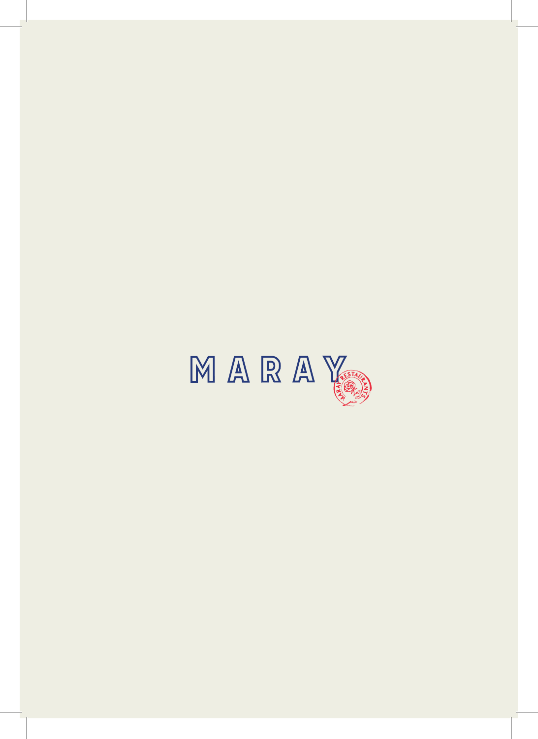MARAY

MARAY RESTAURANTS